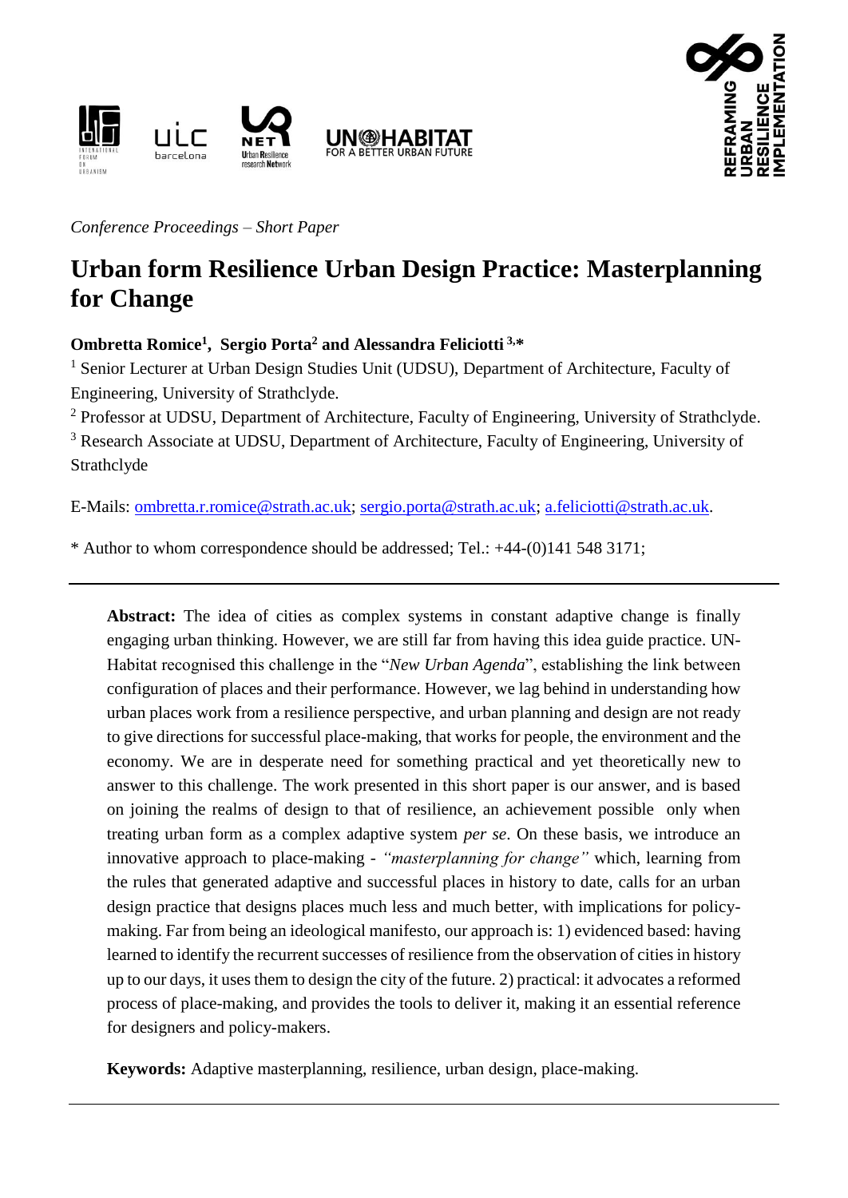*Conference Proceedings – Short Paper*

# Urban form Resilience Urban Design Practice: Masterplanning for Change

**Ombretta Romice[1], Sergio Porta[2] and Alessandra Feliciotti [3,*]**

[1] Senior Lecturer at Urban Design Studies Unit (UDSU), Department of Architecture, Faculty of Engineering, University of Strathclyde.

[2] Professor at UDSU, Department of Architecture, Faculty of Engineering, University of Strathclyde.

[3] Research Associate at UDSU, Department of Architecture, Faculty of Engineering, University of Strathclyde

E-Mails: ombretta.r.romice@strath.ac.uk; sergio.porta@strath.ac.uk; a.feliciotti@strath.ac.uk.

\* Author to whom correspondence should be addressed; Tel.: +44-(0)141 548 3171;

---

**Abstract:** The idea of cities as complex systems in constant adaptive change is finally engaging urban thinking. However, we are still far from having this idea guide practice. UN-Habitat recognised this challenge in the "*New Urban Agenda*", establishing the link between configuration of places and their performance. However, we lag behind in understanding how urban places work from a resilience perspective, and urban planning and design are not ready to give directions for successful place-making, that works for people, the environment and the economy. We are in desperate need for something practical and yet theoretically new to answer to this challenge. The work presented in this short paper is our answer, and is based on joining the realms of design to that of resilience, an achievement possible only when treating urban form as a complex adaptive system *per se*. On these basis, we introduce an innovative approach to place-making - *"masterplanning for change"* which, learning from the rules that generated adaptive and successful places in history to date, calls for an urban design practice that designs places much less and much better, with implications for policy-making. Far from being an ideological manifesto, our approach is: 1) evidenced based: having learned to identify the recurrent successes of resilience from the observation of cities in history up to our days, it uses them to design the city of the future. 2) practical: it advocates a reformed process of place-making, and provides the tools to deliver it, making it an essential reference for designers and policy-makers.

**Keywords:** Adaptive masterplanning, resilience, urban design, place-making.

---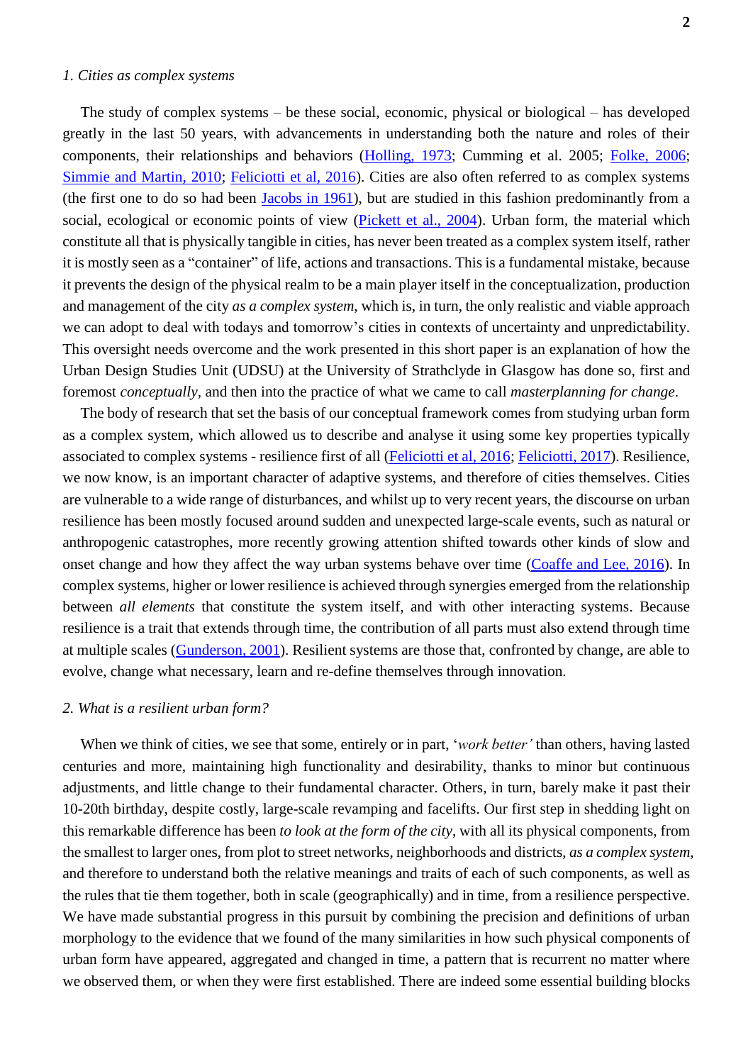## *1. Cities as complex systems*

The study of complex systems – be these social, economic, physical or biological – has developed greatly in the last 50 years, with advancements in understanding both the nature and roles of their components, their relationships and behaviors (Holling, 1973; Cumming et al. 2005; Folke, 2006; Simmie and Martin, 2010; Feliciotti et al, 2016). Cities are also often referred to as complex systems (the first one to do so had been Jacobs in 1961), but are studied in this fashion predominantly from a social, ecological or economic points of view (Pickett et al., 2004). Urban form, the material which constitute all that is physically tangible in cities, has never been treated as a complex system itself, rather it is mostly seen as a "container" of life, actions and transactions. This is a fundamental mistake, because it prevents the design of the physical realm to be a main player itself in the conceptualization, production and management of the city *as a complex system*, which is, in turn, the only realistic and viable approach we can adopt to deal with todays and tomorrow's cities in contexts of uncertainty and unpredictability. This oversight needs overcome and the work presented in this short paper is an explanation of how the Urban Design Studies Unit (UDSU) at the University of Strathclyde in Glasgow has done so, first and foremost *conceptually*, and then into the practice of what we came to call *masterplanning for change*.

The body of research that set the basis of our conceptual framework comes from studying urban form as a complex system, which allowed us to describe and analyse it using some key properties typically associated to complex systems - resilience first of all (Feliciotti et al, 2016; Feliciotti, 2017). Resilience, we now know, is an important character of adaptive systems, and therefore of cities themselves. Cities are vulnerable to a wide range of disturbances, and whilst up to very recent years, the discourse on urban resilience has been mostly focused around sudden and unexpected large-scale events, such as natural or anthropogenic catastrophes, more recently growing attention shifted towards other kinds of slow and onset change and how they affect the way urban systems behave over time (Coaffe and Lee, 2016). In complex systems, higher or lower resilience is achieved through synergies emerged from the relationship between *all elements* that constitute the system itself, and with other interacting systems. Because resilience is a trait that extends through time, the contribution of all parts must also extend through time at multiple scales (Gunderson, 2001). Resilient systems are those that, confronted by change, are able to evolve, change what necessary, learn and re-define themselves through innovation.

## *2. What is a resilient urban form?*

When we think of cities, we see that some, entirely or in part, '*work better'* than others, having lasted centuries and more, maintaining high functionality and desirability, thanks to minor but continuous adjustments, and little change to their fundamental character. Others, in turn, barely make it past their 10-20th birthday, despite costly, large-scale revamping and facelifts. Our first step in shedding light on this remarkable difference has been *to look at the form of the city*, with all its physical components, from the smallest to larger ones, from plot to street networks, neighborhoods and districts, *as a complex system*, and therefore to understand both the relative meanings and traits of each of such components, as well as the rules that tie them together, both in scale (geographically) and in time, from a resilience perspective. We have made substantial progress in this pursuit by combining the precision and definitions of urban morphology to the evidence that we found of the many similarities in how such physical components of urban form have appeared, aggregated and changed in time, a pattern that is recurrent no matter where we observed them, or when they were first established. There are indeed some essential building blocks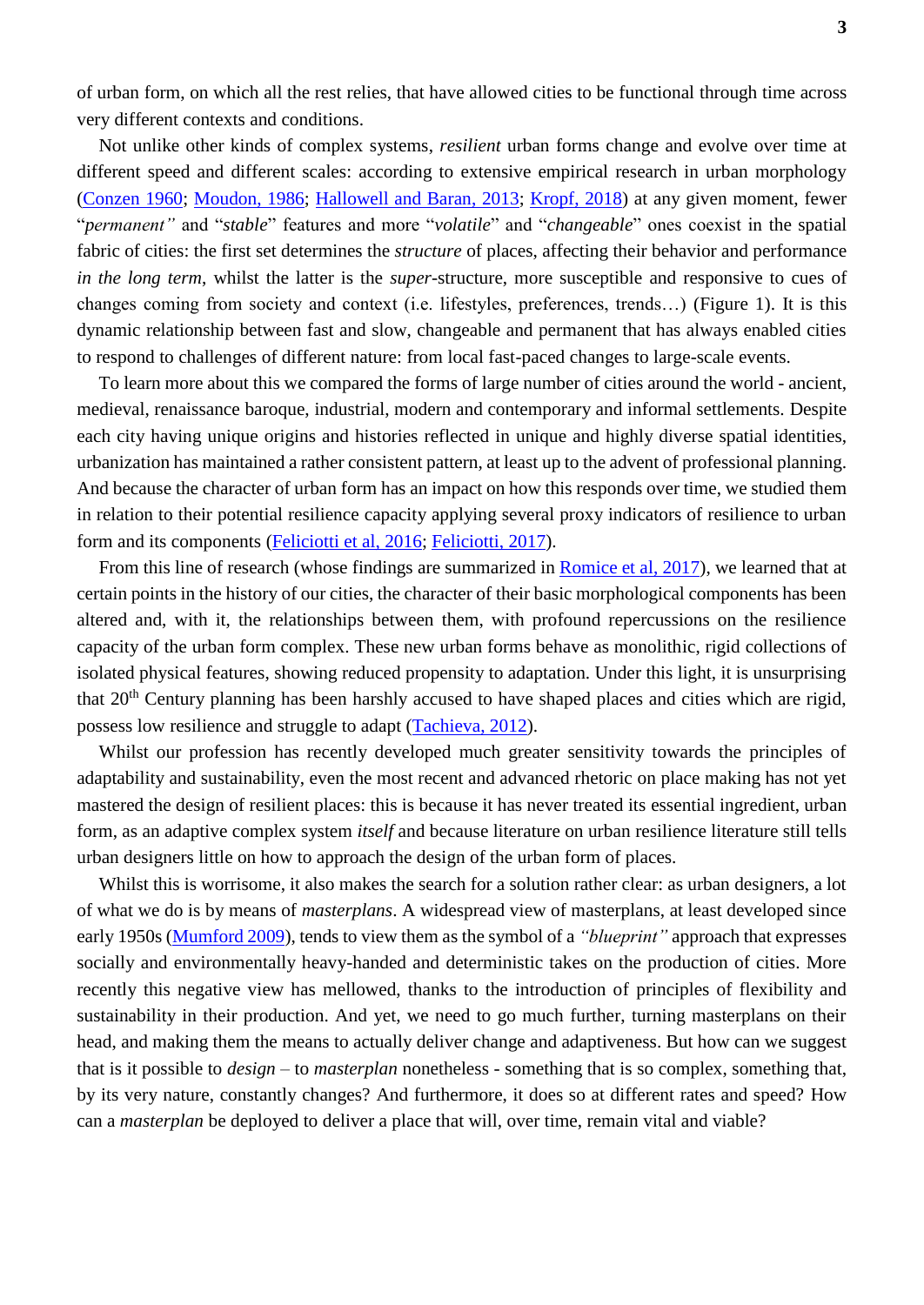of urban form, on which all the rest relies, that have allowed cities to be functional through time across very different contexts and conditions.

Not unlike other kinds of complex systems, *resilient* urban forms change and evolve over time at different speed and different scales: according to extensive empirical research in urban morphology (Conzen 1960; Moudon, 1986; Hallowell and Baran, 2013; Kropf, 2018) at any given moment, fewer "*permanent"* and "*stable*" features and more "*volatile*" and "*changeable*" ones coexist in the spatial fabric of cities: the first set determines the *structure* of places, affecting their behavior and performance *in the long term*, whilst the latter is the *super*-structure, more susceptible and responsive to cues of changes coming from society and context (i.e. lifestyles, preferences, trends…) (Figure 1). It is this dynamic relationship between fast and slow, changeable and permanent that has always enabled cities to respond to challenges of different nature: from local fast-paced changes to large-scale events.

To learn more about this we compared the forms of large number of cities around the world - ancient, medieval, renaissance baroque, industrial, modern and contemporary and informal settlements. Despite each city having unique origins and histories reflected in unique and highly diverse spatial identities, urbanization has maintained a rather consistent pattern, at least up to the advent of professional planning. And because the character of urban form has an impact on how this responds over time, we studied them in relation to their potential resilience capacity applying several proxy indicators of resilience to urban form and its components (Feliciotti et al, 2016; Feliciotti, 2017).

From this line of research (whose findings are summarized in Romice et al, 2017), we learned that at certain points in the history of our cities, the character of their basic morphological components has been altered and, with it, the relationships between them, with profound repercussions on the resilience capacity of the urban form complex. These new urban forms behave as monolithic, rigid collections of isolated physical features, showing reduced propensity to adaptation. Under this light, it is unsurprising that 20th Century planning has been harshly accused to have shaped places and cities which are rigid, possess low resilience and struggle to adapt (Tachieva, 2012).

Whilst our profession has recently developed much greater sensitivity towards the principles of adaptability and sustainability, even the most recent and advanced rhetoric on place making has not yet mastered the design of resilient places: this is because it has never treated its essential ingredient, urban form, as an adaptive complex system *itself* and because literature on urban resilience literature still tells urban designers little on how to approach the design of the urban form of places.

Whilst this is worrisome, it also makes the search for a solution rather clear: as urban designers, a lot of what we do is by means of *masterplans*. A widespread view of masterplans, at least developed since early 1950s (Mumford 2009), tends to view them as the symbol of a *"blueprint"* approach that expresses socially and environmentally heavy-handed and deterministic takes on the production of cities. More recently this negative view has mellowed, thanks to the introduction of principles of flexibility and sustainability in their production. And yet, we need to go much further, turning masterplans on their head, and making them the means to actually deliver change and adaptiveness. But how can we suggest that is it possible to *design* – to *masterplan* nonetheless - something that is so complex, something that, by its very nature, constantly changes? And furthermore, it does so at different rates and speed? How can a *masterplan* be deployed to deliver a place that will, over time, remain vital and viable?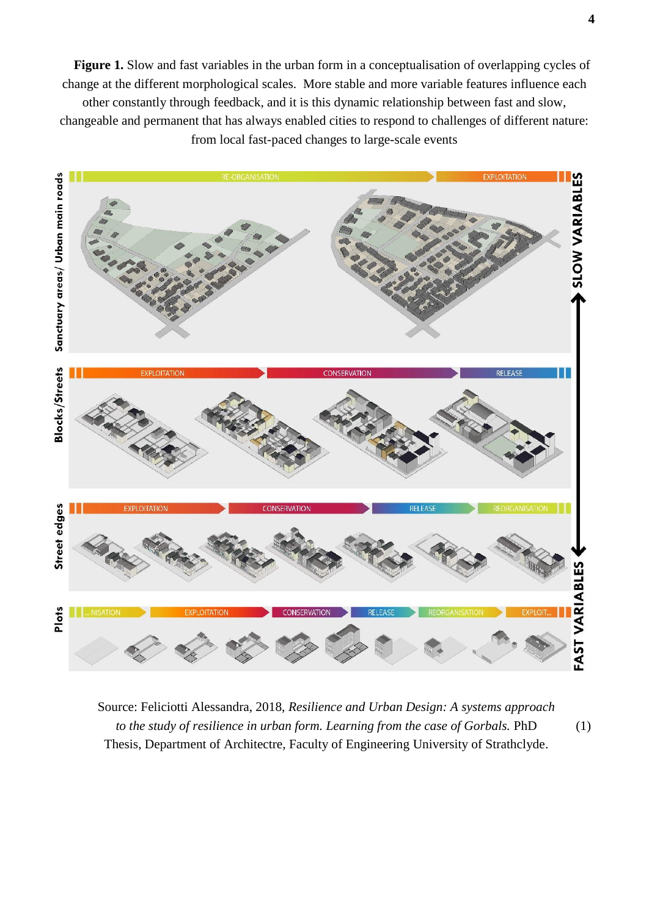**Figure 1.** Slow and fast variables in the urban form in a conceptualisation of overlapping cycles of change at the different morphological scales. More stable and more variable features influence each other constantly through feedback, and it is this dynamic relationship between fast and slow, changeable and permanent that has always enabled cities to respond to challenges of different nature: from local fast-paced changes to large-scale events

Source: Feliciotti Alessandra, 2018, *Resilience and Urban Design: A systems approach to the study of resilience in urban form. Learning from the case of Gorbals.* PhD Thesis, Department of Architectre, Faculty of Engineering University of Strathclyde. (1)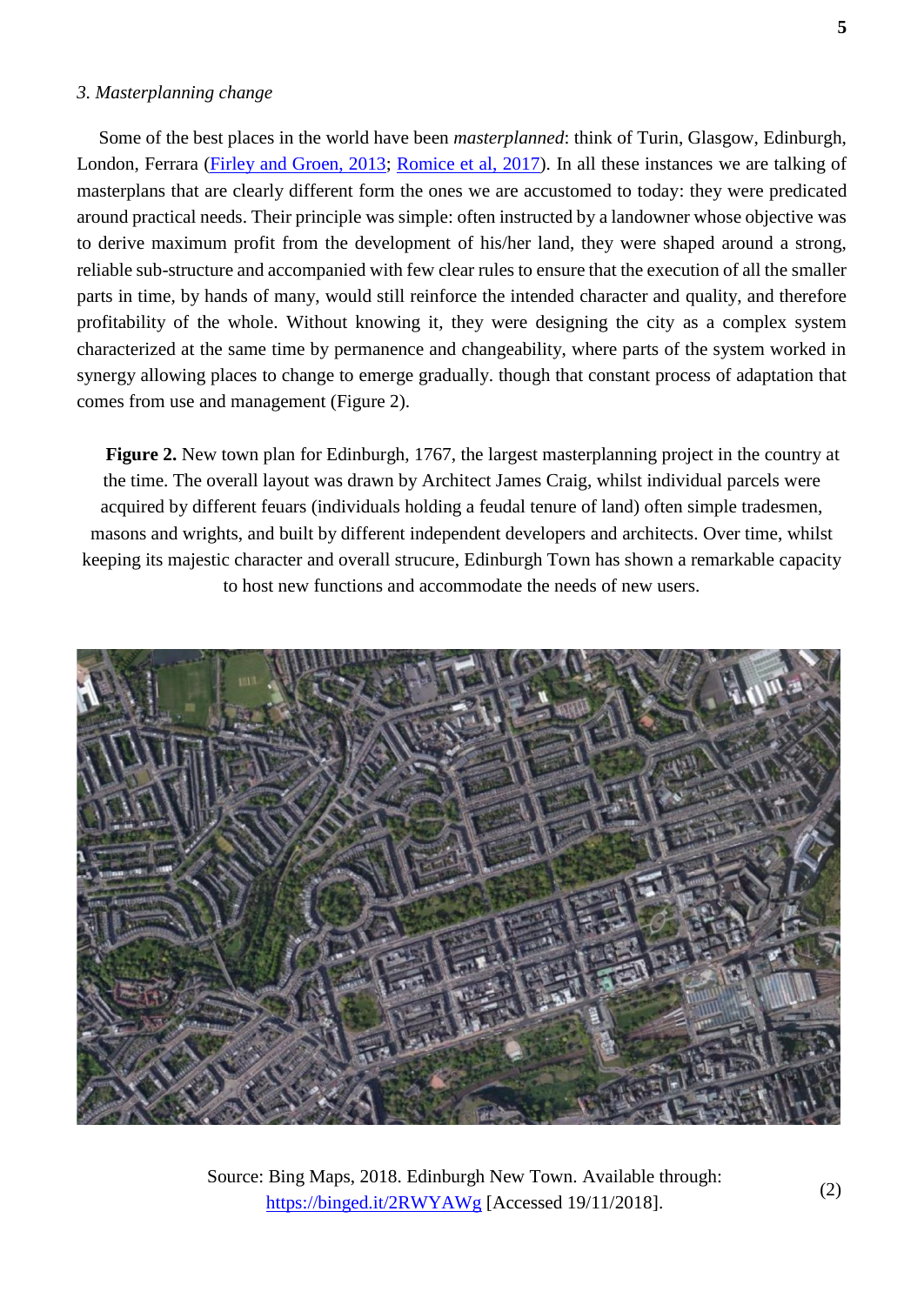### 3. Masterplanning change

Some of the best places in the world have been *masterplanned*: think of Turin, Glasgow, Edinburgh, London, Ferrara (Firley and Groen, 2013; Romice et al, 2017). In all these instances we are talking of masterplans that are clearly different form the ones we are accustomed to today: they were predicated around practical needs. Their principle was simple: often instructed by a landowner whose objective was to derive maximum profit from the development of his/her land, they were shaped around a strong, reliable sub-structure and accompanied with few clear rules to ensure that the execution of all the smaller parts in time, by hands of many, would still reinforce the intended character and quality, and therefore profitability of the whole. Without knowing it, they were designing the city as a complex system characterized at the same time by permanence and changeability, where parts of the system worked in synergy allowing places to change to emerge gradually. though that constant process of adaptation that comes from use and management (Figure 2).

**Figure 2.** New town plan for Edinburgh, 1767, the largest masterplanning project in the country at the time. The overall layout was drawn by Architect James Craig, whilst individual parcels were acquired by different feuars (individuals holding a feudal tenure of land) often simple tradesmen, masons and wrights, and built by different independent developers and architects. Over time, whilst keeping its majestic character and overall strucure, Edinburgh Town has shown a remarkable capacity to host new functions and accommodate the needs of new users.

Source: Bing Maps, 2018. Edinburgh New Town. Available through: https://binged.it/2RWYAWg [Accessed 19/11/2018]. (2)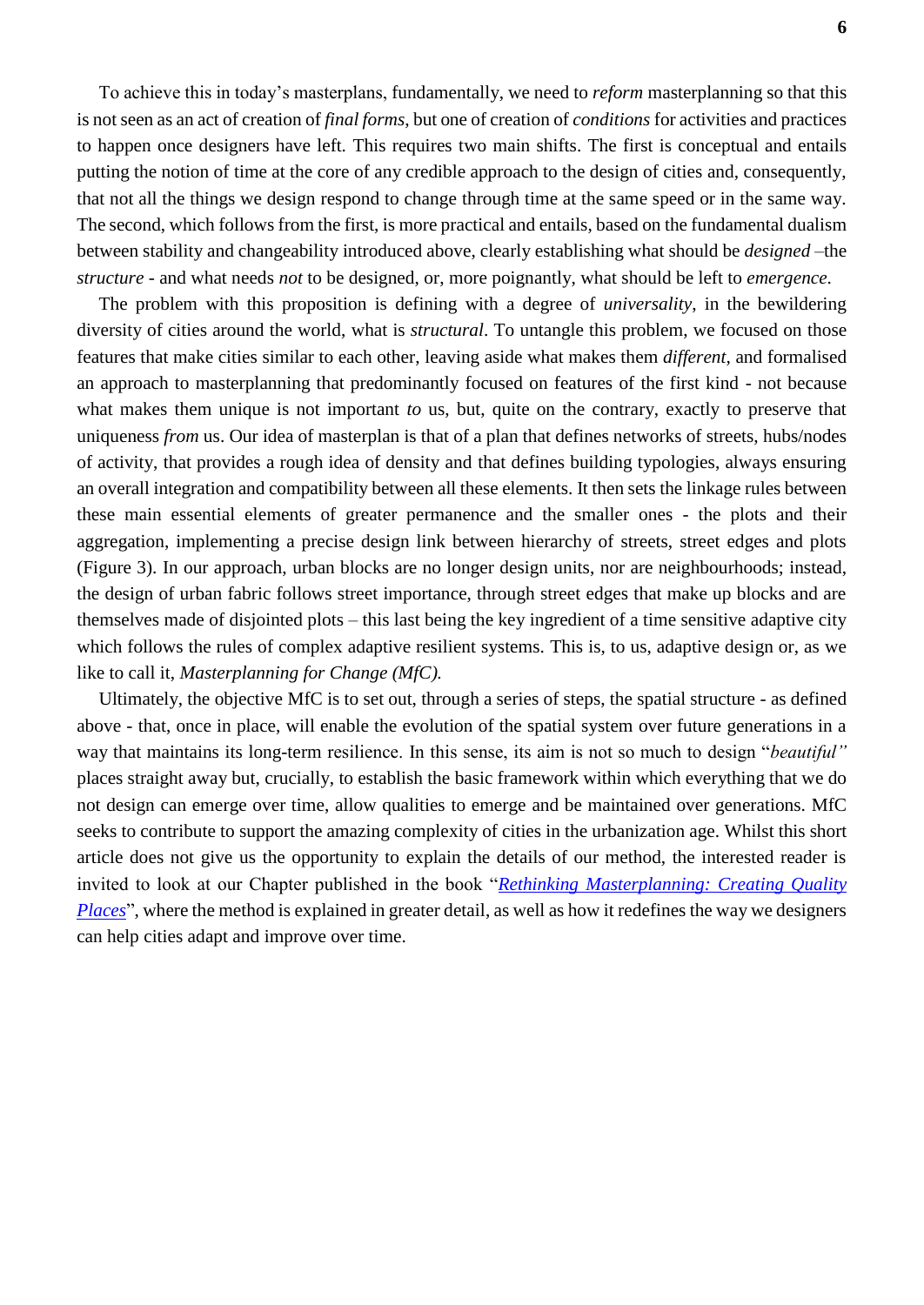To achieve this in today's masterplans, fundamentally, we need to *reform* masterplanning so that this is not seen as an act of creation of *final forms*, but one of creation of *conditions* for activities and practices to happen once designers have left. This requires two main shifts. The first is conceptual and entails putting the notion of time at the core of any credible approach to the design of cities and, consequently, that not all the things we design respond to change through time at the same speed or in the same way. The second, which follows from the first, is more practical and entails, based on the fundamental dualism between stability and changeability introduced above, clearly establishing what should be *designed* –the *structure* - and what needs *not* to be designed, or, more poignantly, what should be left to *emergence*.

The problem with this proposition is defining with a degree of *universality*, in the bewildering diversity of cities around the world, what is *structural*. To untangle this problem, we focused on those features that make cities similar to each other, leaving aside what makes them *different*, and formalised an approach to masterplanning that predominantly focused on features of the first kind - not because what makes them unique is not important *to* us, but, quite on the contrary, exactly to preserve that uniqueness *from* us. Our idea of masterplan is that of a plan that defines networks of streets, hubs/nodes of activity, that provides a rough idea of density and that defines building typologies, always ensuring an overall integration and compatibility between all these elements. It then sets the linkage rules between these main essential elements of greater permanence and the smaller ones - the plots and their aggregation, implementing a precise design link between hierarchy of streets, street edges and plots (Figure 3). In our approach, urban blocks are no longer design units, nor are neighbourhoods; instead, the design of urban fabric follows street importance, through street edges that make up blocks and are themselves made of disjointed plots – this last being the key ingredient of a time sensitive adaptive city which follows the rules of complex adaptive resilient systems. This is, to us, adaptive design or, as we like to call it, *Masterplanning for Change (MfC).*

Ultimately, the objective MfC is to set out, through a series of steps, the spatial structure - as defined above - that, once in place, will enable the evolution of the spatial system over future generations in a way that maintains its long-term resilience. In this sense, its aim is not so much to design "*beautiful"* places straight away but, crucially, to establish the basic framework within which everything that we do not design can emerge over time, allow qualities to emerge and be maintained over generations. MfC seeks to contribute to support the amazing complexity of cities in the urbanization age. Whilst this short article does not give us the opportunity to explain the details of our method, the interested reader is invited to look at our Chapter published in the book "*Rethinking Masterplanning: Creating Quality Places*", where the method is explained in greater detail, as well as how it redefines the way we designers can help cities adapt and improve over time.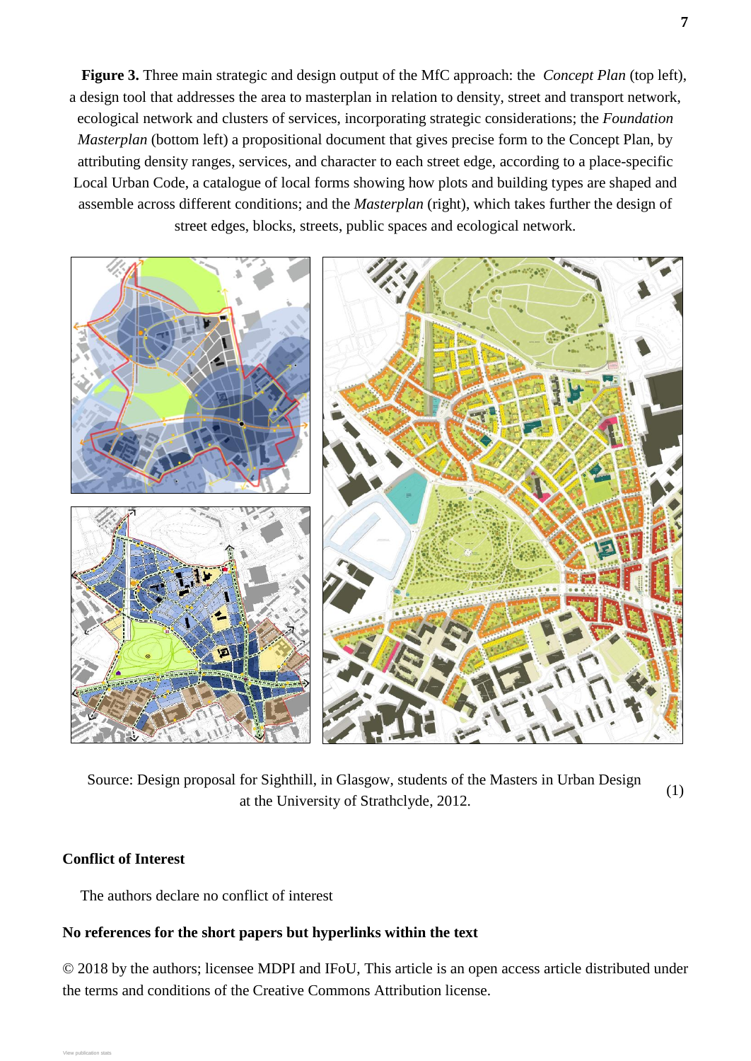**Figure 3.** Three main strategic and design output of the MfC approach: the *Concept Plan* (top left), a design tool that addresses the area to masterplan in relation to density, street and transport network, ecological network and clusters of services, incorporating strategic considerations; the *Foundation Masterplan* (bottom left) a propositional document that gives precise form to the Concept Plan, by attributing density ranges, services, and character to each street edge, according to a place-specific Local Urban Code, a catalogue of local forms showing how plots and building types are shaped and assemble across different conditions; and the *Masterplan* (right), which takes further the design of street edges, blocks, streets, public spaces and ecological network.

Source: Design proposal for Sighthill, in Glasgow, students of the Masters in Urban Design at the University of Strathclyde, 2012. (1)

## Conflict of Interest

The authors declare no conflict of interest

## No references for the short papers but hyperlinks within the text

© 2018 by the authors; licensee MDPI and IFoU, This article is an open access article distributed under the terms and conditions of the Creative Commons Attribution license.